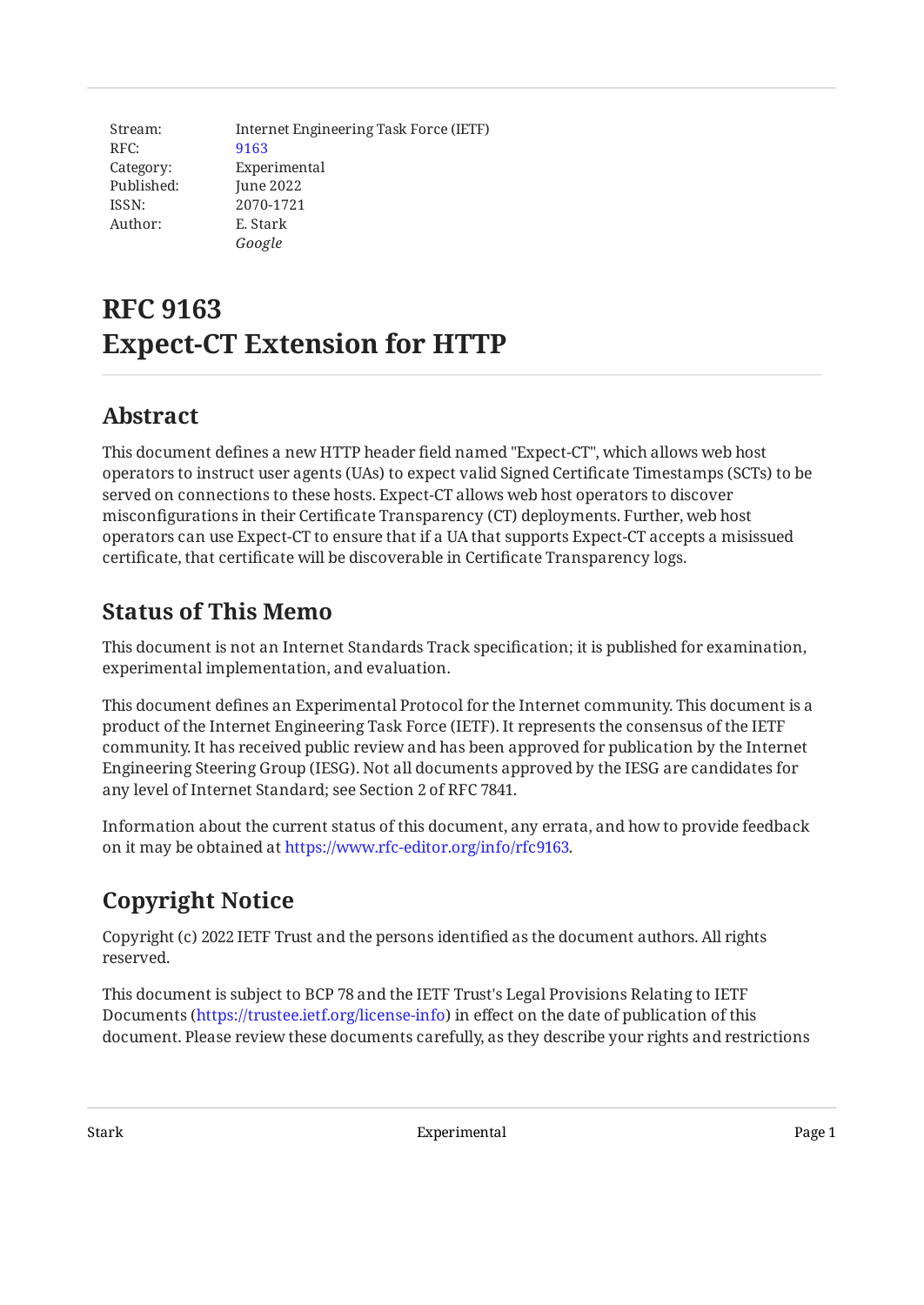| | |
|---|---|
| Stream: | Internet Engineering Task Force (IETF) |
| RFC: | 9163 |
| Category: | Experimental |
| Published: | June 2022 |
| ISSN: | 2070-1721 |
| Author: | E. Stark |
| | *Google* |

# RFC 9163
# Expect-CT Extension for HTTP

## Abstract

This document defines a new HTTP header field named "Expect-CT", which allows web host operators to instruct user agents (UAs) to expect valid Signed Certificate Timestamps (SCTs) to be served on connections to these hosts. Expect-CT allows web host operators to discover misconfigurations in their Certificate Transparency (CT) deployments. Further, web host operators can use Expect-CT to ensure that if a UA that supports Expect-CT accepts a misissued certificate, that certificate will be discoverable in Certificate Transparency logs.

## Status of This Memo

This document is not an Internet Standards Track specification; it is published for examination, experimental implementation, and evaluation.

This document defines an Experimental Protocol for the Internet community. This document is a product of the Internet Engineering Task Force (IETF). It represents the consensus of the IETF community. It has received public review and has been approved for publication by the Internet Engineering Steering Group (IESG). Not all documents approved by the IESG are candidates for any level of Internet Standard; see Section 2 of RFC 7841.

Information about the current status of this document, any errata, and how to provide feedback on it may be obtained at https://www.rfc-editor.org/info/rfc9163.

## Copyright Notice

Copyright (c) 2022 IETF Trust and the persons identified as the document authors. All rights reserved.

This document is subject to BCP 78 and the IETF Trust's Legal Provisions Relating to IETF Documents (https://trustee.ietf.org/license-info) in effect on the date of publication of this document. Please review these documents carefully, as they describe your rights and restrictions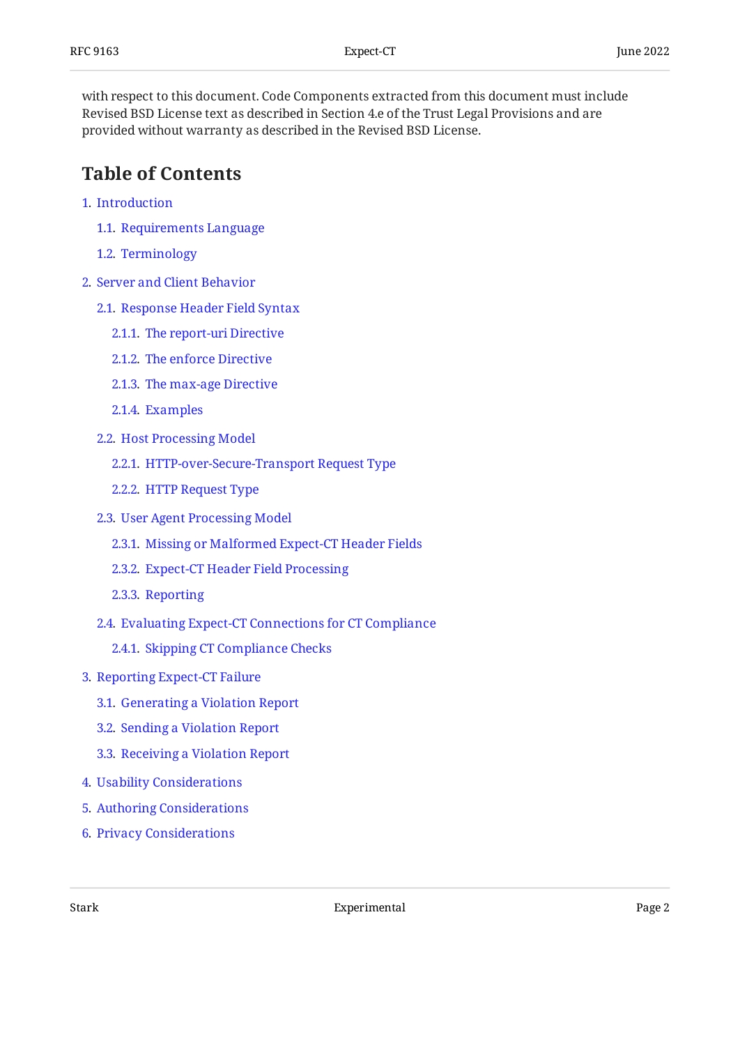with respect to this document. Code Components extracted from this document must include Revised BSD License text as described in Section 4.e of the Trust Legal Provisions and are provided without warranty as described in the Revised BSD License.

## Table of Contents

1. Introduction
   - 1.1. Requirements Language
   - 1.2. Terminology
2. Server and Client Behavior
   - 2.1. Response Header Field Syntax
     - 2.1.1. The report-uri Directive
     - 2.1.2. The enforce Directive
     - 2.1.3. The max-age Directive
     - 2.1.4. Examples
   - 2.2. Host Processing Model
     - 2.2.1. HTTP-over-Secure-Transport Request Type
     - 2.2.2. HTTP Request Type
   - 2.3. User Agent Processing Model
     - 2.3.1. Missing or Malformed Expect-CT Header Fields
     - 2.3.2. Expect-CT Header Field Processing
     - 2.3.3. Reporting
   - 2.4. Evaluating Expect-CT Connections for CT Compliance
     - 2.4.1. Skipping CT Compliance Checks
3. Reporting Expect-CT Failure
   - 3.1. Generating a Violation Report
   - 3.2. Sending a Violation Report
   - 3.3. Receiving a Violation Report
4. Usability Considerations
5. Authoring Considerations
6. Privacy Considerations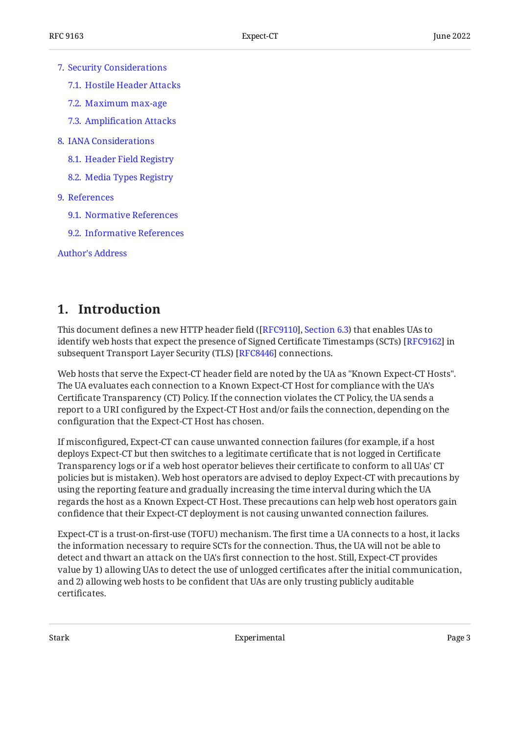- 7. Security Considerations
  - 7.1. Hostile Header Attacks
  - 7.2. Maximum max-age
  - 7.3. Amplification Attacks
- 8. IANA Considerations
  - 8.1. Header Field Registry
  - 8.2. Media Types Registry
- 9. References
  - 9.1. Normative References
  - 9.2. Informative References
- Author's Address

## 1. Introduction

This document defines a new HTTP header field ([RFC9110], Section 6.3) that enables UAs to identify web hosts that expect the presence of Signed Certificate Timestamps (SCTs) [RFC9162] in subsequent Transport Layer Security (TLS) [RFC8446] connections.

Web hosts that serve the Expect-CT header field are noted by the UA as "Known Expect-CT Hosts". The UA evaluates each connection to a Known Expect-CT Host for compliance with the UA's Certificate Transparency (CT) Policy. If the connection violates the CT Policy, the UA sends a report to a URI configured by the Expect-CT Host and/or fails the connection, depending on the configuration that the Expect-CT Host has chosen.

If misconfigured, Expect-CT can cause unwanted connection failures (for example, if a host deploys Expect-CT but then switches to a legitimate certificate that is not logged in Certificate Transparency logs or if a web host operator believes their certificate to conform to all UAs' CT policies but is mistaken). Web host operators are advised to deploy Expect-CT with precautions by using the reporting feature and gradually increasing the time interval during which the UA regards the host as a Known Expect-CT Host. These precautions can help web host operators gain confidence that their Expect-CT deployment is not causing unwanted connection failures.

Expect-CT is a trust-on-first-use (TOFU) mechanism. The first time a UA connects to a host, it lacks the information necessary to require SCTs for the connection. Thus, the UA will not be able to detect and thwart an attack on the UA's first connection to the host. Still, Expect-CT provides value by 1) allowing UAs to detect the use of unlogged certificates after the initial communication, and 2) allowing web hosts to be confident that UAs are only trusting publicly auditable certificates.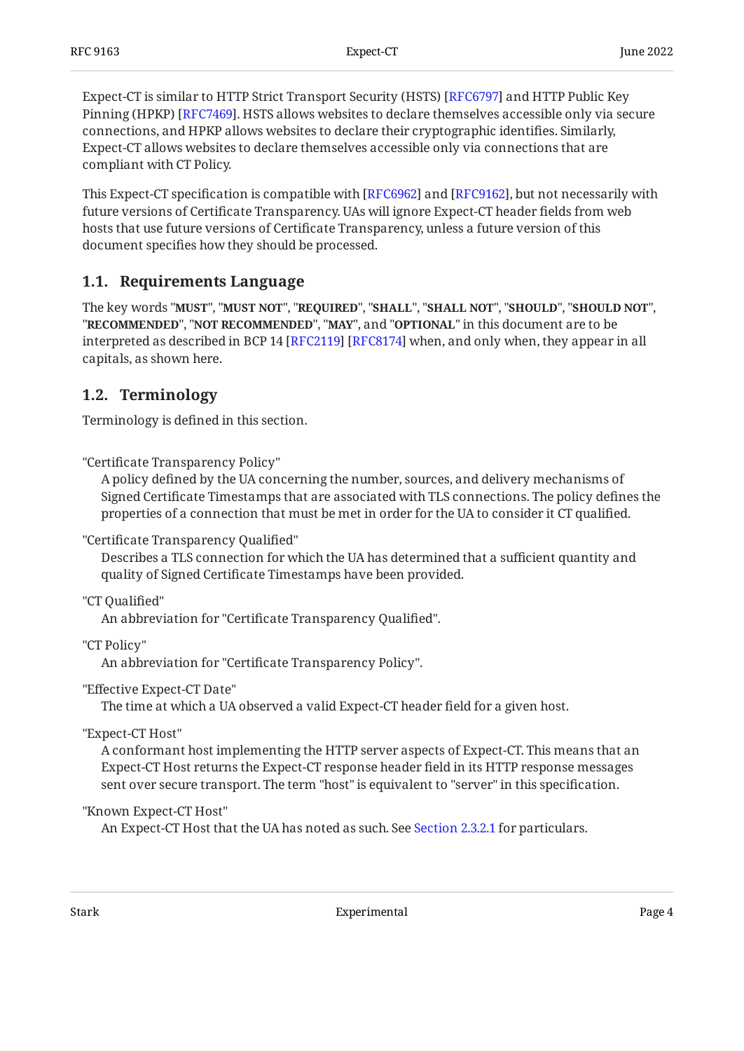Expect-CT is similar to HTTP Strict Transport Security (HSTS) [RFC6797] and HTTP Public Key Pinning (HPKP) [RFC7469]. HSTS allows websites to declare themselves accessible only via secure connections, and HPKP allows websites to declare their cryptographic identifies. Similarly, Expect-CT allows websites to declare themselves accessible only via connections that are compliant with CT Policy.

This Expect-CT specification is compatible with [RFC6962] and [RFC9162], but not necessarily with future versions of Certificate Transparency. UAs will ignore Expect-CT header fields from web hosts that use future versions of Certificate Transparency, unless a future version of this document specifies how they should be processed.

### 1.1. Requirements Language

The key words "**MUST**", "**MUST NOT**", "**REQUIRED**", "**SHALL**", "**SHALL NOT**", "**SHOULD**", "**SHOULD NOT**", "**RECOMMENDED**", "**NOT RECOMMENDED**", "**MAY**", and "**OPTIONAL**" in this document are to be interpreted as described in BCP 14 [RFC2119] [RFC8174] when, and only when, they appear in all capitals, as shown here.

### 1.2. Terminology

Terminology is defined in this section.

"Certificate Transparency Policy"
: A policy defined by the UA concerning the number, sources, and delivery mechanisms of Signed Certificate Timestamps that are associated with TLS connections. The policy defines the properties of a connection that must be met in order for the UA to consider it CT qualified.

"Certificate Transparency Qualified"
: Describes a TLS connection for which the UA has determined that a sufficient quantity and quality of Signed Certificate Timestamps have been provided.

"CT Qualified"
: An abbreviation for "Certificate Transparency Qualified".

"CT Policy"
: An abbreviation for "Certificate Transparency Policy".

"Effective Expect-CT Date"
: The time at which a UA observed a valid Expect-CT header field for a given host.

"Expect-CT Host"
: A conformant host implementing the HTTP server aspects of Expect-CT. This means that an Expect-CT Host returns the Expect-CT response header field in its HTTP response messages sent over secure transport. The term "host" is equivalent to "server" in this specification.

"Known Expect-CT Host"
: An Expect-CT Host that the UA has noted as such. See Section 2.3.2.1 for particulars.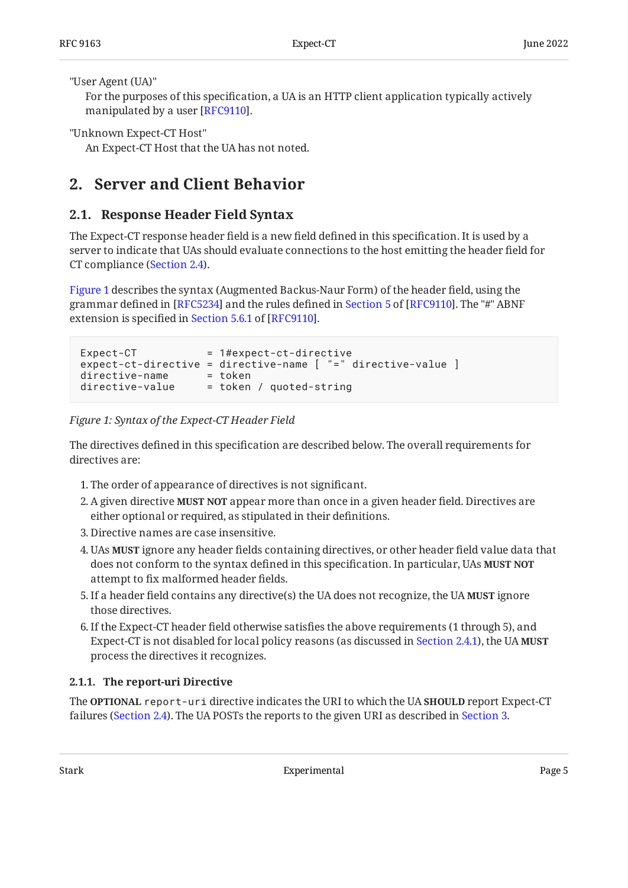"User Agent (UA)"
: For the purposes of this specification, a UA is an HTTP client application typically actively manipulated by a user [RFC9110].

"Unknown Expect-CT Host"
: An Expect-CT Host that the UA has not noted.

## 2. Server and Client Behavior

### 2.1. Response Header Field Syntax

The Expect-CT response header field is a new field defined in this specification. It is used by a server to indicate that UAs should evaluate connections to the host emitting the header field for CT compliance (Section 2.4).

Figure 1 describes the syntax (Augmented Backus-Naur Form) of the header field, using the grammar defined in [RFC5234] and the rules defined in Section 5 of [RFC9110]. The "#" ABNF extension is specified in Section 5.6.1 of [RFC9110].

```
Expect-CT           = 1#expect-ct-directive
expect-ct-directive = directive-name [ "=" directive-value ]
directive-name      = token
directive-value     = token / quoted-string
```

*Figure 1: Syntax of the Expect-CT Header Field*

The directives defined in this specification are described below. The overall requirements for directives are:

1. The order of appearance of directives is not significant.
2. A given directive **MUST NOT** appear more than once in a given header field. Directives are either optional or required, as stipulated in their definitions.
3. Directive names are case insensitive.
4. UAs **MUST** ignore any header fields containing directives, or other header field value data that does not conform to the syntax defined in this specification. In particular, UAs **MUST NOT** attempt to fix malformed header fields.
5. If a header field contains any directive(s) the UA does not recognize, the UA **MUST** ignore those directives.
6. If the Expect-CT header field otherwise satisfies the above requirements (1 through 5), and Expect-CT is not disabled for local policy reasons (as discussed in Section 2.4.1), the UA **MUST** process the directives it recognizes.

#### 2.1.1. The report-uri Directive

The **OPTIONAL** `report-uri` directive indicates the URI to which the UA **SHOULD** report Expect-CT failures (Section 2.4). The UA POSTs the reports to the given URI as described in Section 3.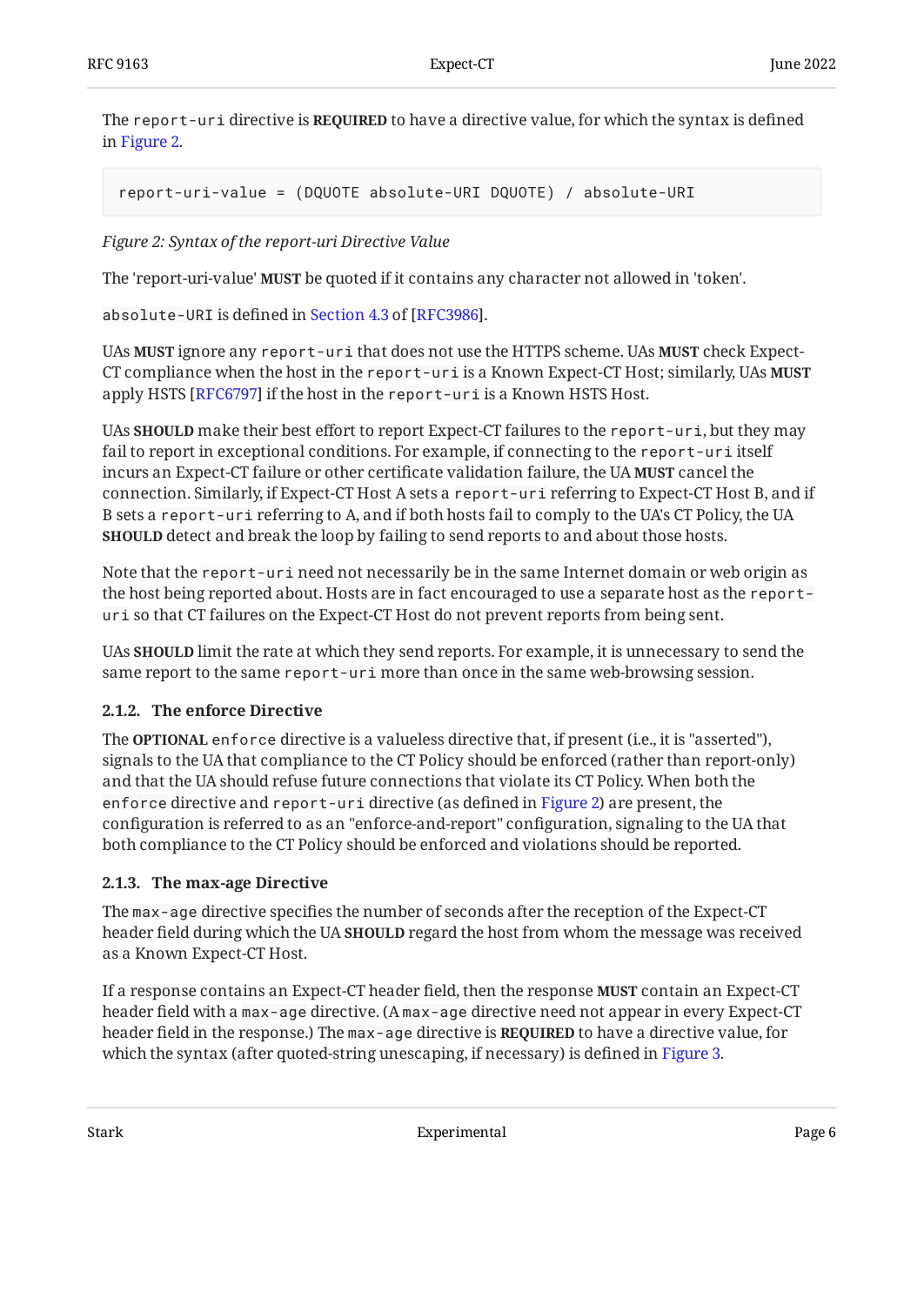The `report-uri` directive is **REQUIRED** to have a directive value, for which the syntax is defined in Figure 2.

```
report-uri-value = (DQUOTE absolute-URI DQUOTE) / absolute-URI
```

*Figure 2: Syntax of the report-uri Directive Value*

The 'report-uri-value' **MUST** be quoted if it contains any character not allowed in 'token'.

`absolute-URI` is defined in Section 4.3 of [RFC3986].

UAs **MUST** ignore any `report-uri` that does not use the HTTPS scheme. UAs **MUST** check Expect-CT compliance when the host in the `report-uri` is a Known Expect-CT Host; similarly, UAs **MUST** apply HSTS [RFC6797] if the host in the `report-uri` is a Known HSTS Host.

UAs **SHOULD** make their best effort to report Expect-CT failures to the `report-uri`, but they may fail to report in exceptional conditions. For example, if connecting to the `report-uri` itself incurs an Expect-CT failure or other certificate validation failure, the UA **MUST** cancel the connection. Similarly, if Expect-CT Host A sets a `report-uri` referring to Expect-CT Host B, and if B sets a `report-uri` referring to A, and if both hosts fail to comply to the UA's CT Policy, the UA **SHOULD** detect and break the loop by failing to send reports to and about those hosts.

Note that the `report-uri` need not necessarily be in the same Internet domain or web origin as the host being reported about. Hosts are in fact encouraged to use a separate host as the `report-uri` so that CT failures on the Expect-CT Host do not prevent reports from being sent.

UAs **SHOULD** limit the rate at which they send reports. For example, it is unnecessary to send the same report to the same `report-uri` more than once in the same web-browsing session.

### 2.1.2. The enforce Directive

The **OPTIONAL** `enforce` directive is a valueless directive that, if present (i.e., it is "asserted"), signals to the UA that compliance to the CT Policy should be enforced (rather than report-only) and that the UA should refuse future connections that violate its CT Policy. When both the `enforce` directive and `report-uri` directive (as defined in Figure 2) are present, the configuration is referred to as an "enforce-and-report" configuration, signaling to the UA that both compliance to the CT Policy should be enforced and violations should be reported.

### 2.1.3. The max-age Directive

The `max-age` directive specifies the number of seconds after the reception of the Expect-CT header field during which the UA **SHOULD** regard the host from whom the message was received as a Known Expect-CT Host.

If a response contains an Expect-CT header field, then the response **MUST** contain an Expect-CT header field with a `max-age` directive. (A `max-age` directive need not appear in every Expect-CT header field in the response.) The `max-age` directive is **REQUIRED** to have a directive value, for which the syntax (after quoted-string unescaping, if necessary) is defined in Figure 3.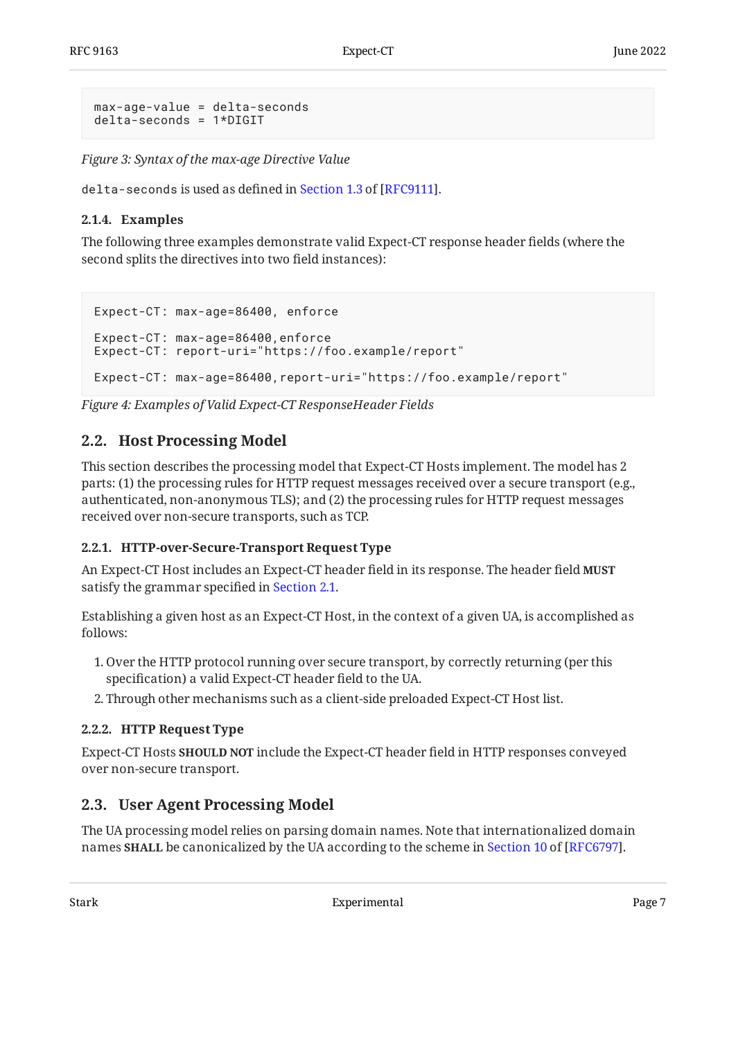```
max-age-value = delta-seconds
delta-seconds = 1*DIGIT
```

*Figure 3: Syntax of the max-age Directive Value*

`delta-seconds` is used as defined in Section 1.3 of [RFC9111].

#### 2.1.4. Examples

The following three examples demonstrate valid Expect-CT response header fields (where the second splits the directives into two field instances):

```
Expect-CT: max-age=86400, enforce

Expect-CT: max-age=86400,enforce
Expect-CT: report-uri="https://foo.example/report"

Expect-CT: max-age=86400,report-uri="https://foo.example/report"
```

*Figure 4: Examples of Valid Expect-CT ResponseHeader Fields*

### 2.2. Host Processing Model

This section describes the processing model that Expect-CT Hosts implement. The model has 2 parts: (1) the processing rules for HTTP request messages received over a secure transport (e.g., authenticated, non-anonymous TLS); and (2) the processing rules for HTTP request messages received over non-secure transports, such as TCP.

#### 2.2.1. HTTP-over-Secure-Transport Request Type

An Expect-CT Host includes an Expect-CT header field in its response. The header field **MUST** satisfy the grammar specified in Section 2.1.

Establishing a given host as an Expect-CT Host, in the context of a given UA, is accomplished as follows:

1. Over the HTTP protocol running over secure transport, by correctly returning (per this specification) a valid Expect-CT header field to the UA.
2. Through other mechanisms such as a client-side preloaded Expect-CT Host list.

#### 2.2.2. HTTP Request Type

Expect-CT Hosts **SHOULD NOT** include the Expect-CT header field in HTTP responses conveyed over non-secure transport.

### 2.3. User Agent Processing Model

The UA processing model relies on parsing domain names. Note that internationalized domain names **SHALL** be canonicalized by the UA according to the scheme in Section 10 of [RFC6797].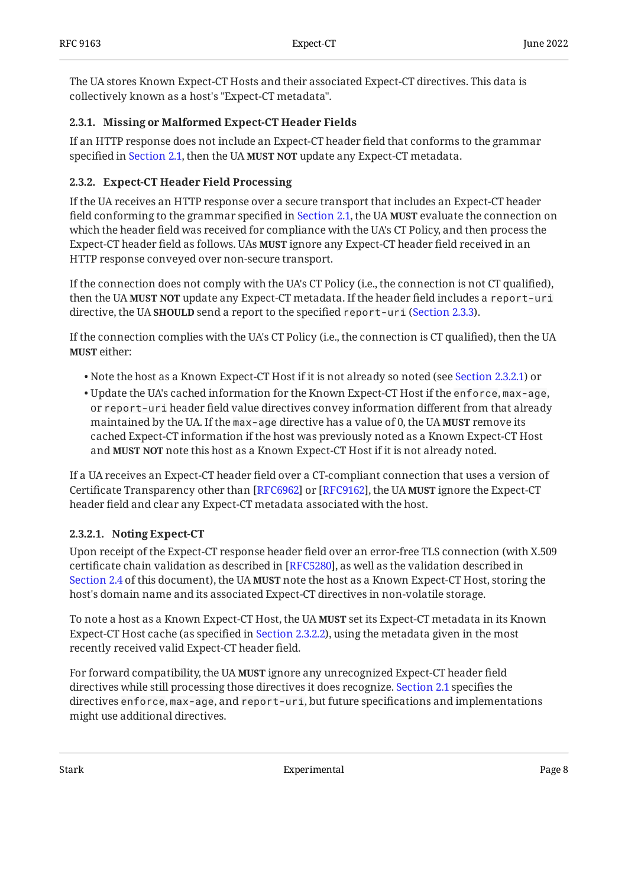The UA stores Known Expect-CT Hosts and their associated Expect-CT directives. This data is collectively known as a host's "Expect-CT metadata".

#### 2.3.1. Missing or Malformed Expect-CT Header Fields

If an HTTP response does not include an Expect-CT header field that conforms to the grammar specified in Section 2.1, then the UA **MUST NOT** update any Expect-CT metadata.

#### 2.3.2. Expect-CT Header Field Processing

If the UA receives an HTTP response over a secure transport that includes an Expect-CT header field conforming to the grammar specified in Section 2.1, the UA **MUST** evaluate the connection on which the header field was received for compliance with the UA's CT Policy, and then process the Expect-CT header field as follows. UAs **MUST** ignore any Expect-CT header field received in an HTTP response conveyed over non-secure transport.

If the connection does not comply with the UA's CT Policy (i.e., the connection is not CT qualified), then the UA **MUST NOT** update any Expect-CT metadata. If the header field includes a `report-uri` directive, the UA **SHOULD** send a report to the specified `report-uri` (Section 2.3.3).

If the connection complies with the UA's CT Policy (i.e., the connection is CT qualified), then the UA **MUST** either:

- Note the host as a Known Expect-CT Host if it is not already so noted (see Section 2.3.2.1) or
- Update the UA's cached information for the Known Expect-CT Host if the `enforce`, `max-age`, or `report-uri` header field value directives convey information different from that already maintained by the UA. If the `max-age` directive has a value of 0, the UA **MUST** remove its cached Expect-CT information if the host was previously noted as a Known Expect-CT Host and **MUST NOT** note this host as a Known Expect-CT Host if it is not already noted.

If a UA receives an Expect-CT header field over a CT-compliant connection that uses a version of Certificate Transparency other than [RFC6962] or [RFC9162], the UA **MUST** ignore the Expect-CT header field and clear any Expect-CT metadata associated with the host.

##### 2.3.2.1. Noting Expect-CT

Upon receipt of the Expect-CT response header field over an error-free TLS connection (with X.509 certificate chain validation as described in [RFC5280], as well as the validation described in Section 2.4 of this document), the UA **MUST** note the host as a Known Expect-CT Host, storing the host's domain name and its associated Expect-CT directives in non-volatile storage.

To note a host as a Known Expect-CT Host, the UA **MUST** set its Expect-CT metadata in its Known Expect-CT Host cache (as specified in Section 2.3.2.2), using the metadata given in the most recently received valid Expect-CT header field.

For forward compatibility, the UA **MUST** ignore any unrecognized Expect-CT header field directives while still processing those directives it does recognize. Section 2.1 specifies the directives `enforce`, `max-age`, and `report-uri`, but future specifications and implementations might use additional directives.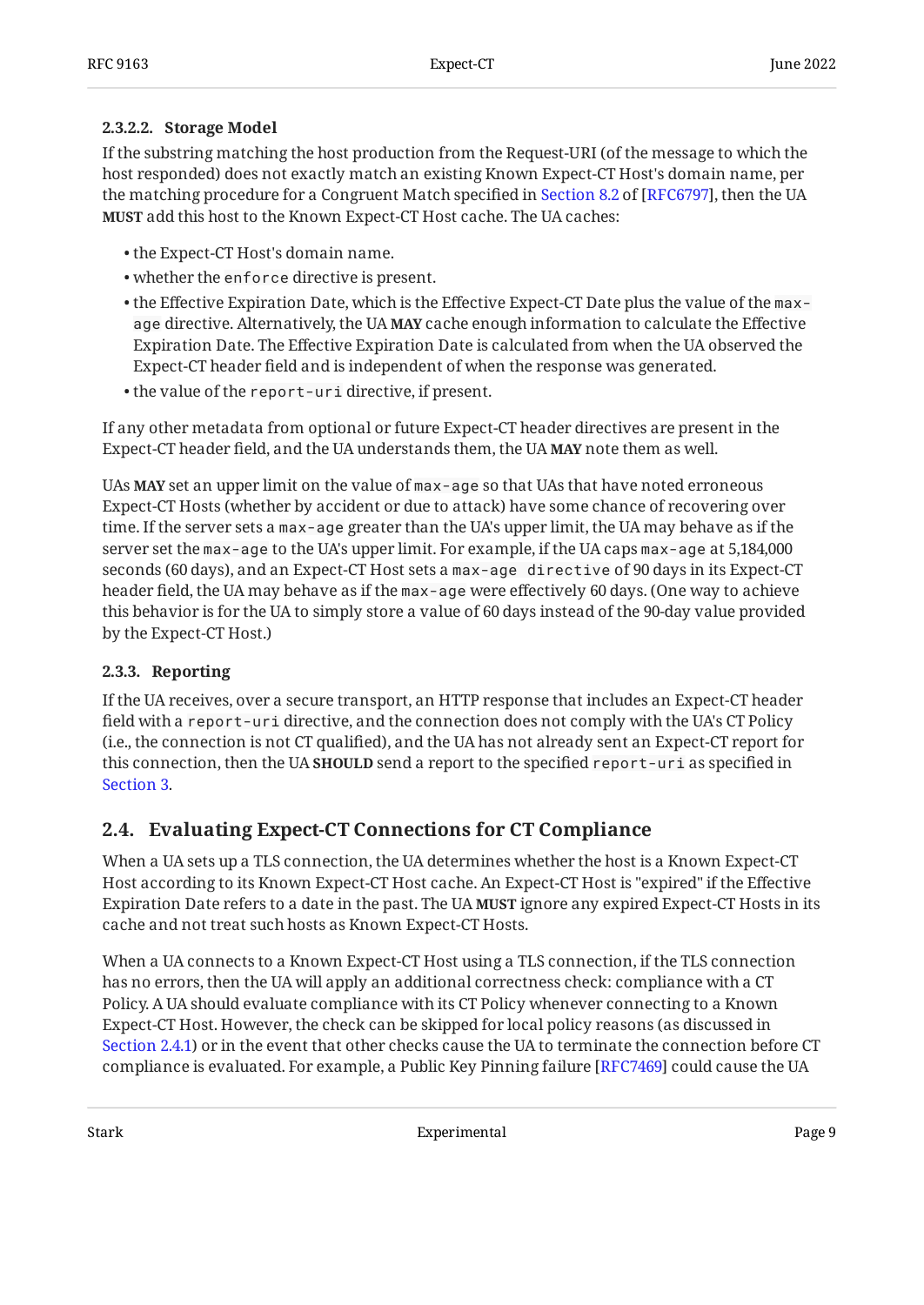#### 2.3.2.2. Storage Model

If the substring matching the host production from the Request-URI (of the message to which the host responded) does not exactly match an existing Known Expect-CT Host's domain name, per the matching procedure for a Congruent Match specified in Section 8.2 of [RFC6797], then the UA **MUST** add this host to the Known Expect-CT Host cache. The UA caches:

- the Expect-CT Host's domain name.
- whether the `enforce` directive is present.
- the Effective Expiration Date, which is the Effective Expect-CT Date plus the value of the `max-age` directive. Alternatively, the UA **MAY** cache enough information to calculate the Effective Expiration Date. The Effective Expiration Date is calculated from when the UA observed the Expect-CT header field and is independent of when the response was generated.
- the value of the `report-uri` directive, if present.

If any other metadata from optional or future Expect-CT header directives are present in the Expect-CT header field, and the UA understands them, the UA **MAY** note them as well.

UAs **MAY** set an upper limit on the value of `max-age` so that UAs that have noted erroneous Expect-CT Hosts (whether by accident or due to attack) have some chance of recovering over time. If the server sets a `max-age` greater than the UA's upper limit, the UA may behave as if the server set the `max-age` to the UA's upper limit. For example, if the UA caps `max-age` at 5,184,000 seconds (60 days), and an Expect-CT Host sets a `max-age directive` of 90 days in its Expect-CT header field, the UA may behave as if the `max-age` were effectively 60 days. (One way to achieve this behavior is for the UA to simply store a value of 60 days instead of the 90-day value provided by the Expect-CT Host.)

### 2.3.3. Reporting

If the UA receives, over a secure transport, an HTTP response that includes an Expect-CT header field with a `report-uri` directive, and the connection does not comply with the UA's CT Policy (i.e., the connection is not CT qualified), and the UA has not already sent an Expect-CT report for this connection, then the UA **SHOULD** send a report to the specified `report-uri` as specified in Section 3.

## 2.4. Evaluating Expect-CT Connections for CT Compliance

When a UA sets up a TLS connection, the UA determines whether the host is a Known Expect-CT Host according to its Known Expect-CT Host cache. An Expect-CT Host is "expired" if the Effective Expiration Date refers to a date in the past. The UA **MUST** ignore any expired Expect-CT Hosts in its cache and not treat such hosts as Known Expect-CT Hosts.

When a UA connects to a Known Expect-CT Host using a TLS connection, if the TLS connection has no errors, then the UA will apply an additional correctness check: compliance with a CT Policy. A UA should evaluate compliance with its CT Policy whenever connecting to a Known Expect-CT Host. However, the check can be skipped for local policy reasons (as discussed in Section 2.4.1) or in the event that other checks cause the UA to terminate the connection before CT compliance is evaluated. For example, a Public Key Pinning failure [RFC7469] could cause the UA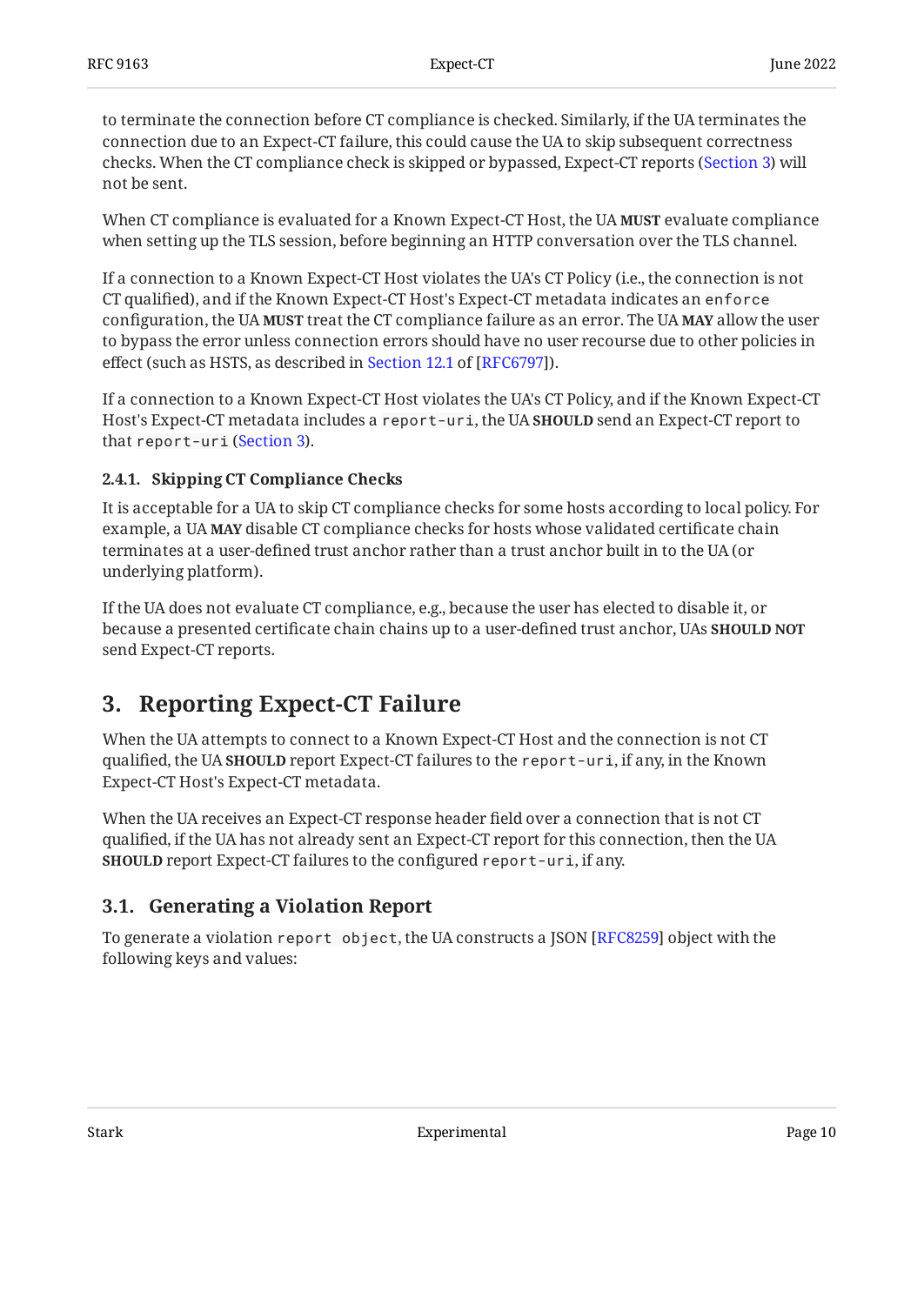to terminate the connection before CT compliance is checked. Similarly, if the UA terminates the connection due to an Expect-CT failure, this could cause the UA to skip subsequent correctness checks. When the CT compliance check is skipped or bypassed, Expect-CT reports (Section 3) will not be sent.

When CT compliance is evaluated for a Known Expect-CT Host, the UA **MUST** evaluate compliance when setting up the TLS session, before beginning an HTTP conversation over the TLS channel.

If a connection to a Known Expect-CT Host violates the UA's CT Policy (i.e., the connection is not CT qualified), and if the Known Expect-CT Host's Expect-CT metadata indicates an `enforce` configuration, the UA **MUST** treat the CT compliance failure as an error. The UA **MAY** allow the user to bypass the error unless connection errors should have no user recourse due to other policies in effect (such as HSTS, as described in Section 12.1 of [RFC6797]).

If a connection to a Known Expect-CT Host violates the UA's CT Policy, and if the Known Expect-CT Host's Expect-CT metadata includes a `report-uri`, the UA **SHOULD** send an Expect-CT report to that `report-uri` (Section 3).

#### 2.4.1. Skipping CT Compliance Checks

It is acceptable for a UA to skip CT compliance checks for some hosts according to local policy. For example, a UA **MAY** disable CT compliance checks for hosts whose validated certificate chain terminates at a user-defined trust anchor rather than a trust anchor built in to the UA (or underlying platform).

If the UA does not evaluate CT compliance, e.g., because the user has elected to disable it, or because a presented certificate chain chains up to a user-defined trust anchor, UAs **SHOULD NOT** send Expect-CT reports.

# 3. Reporting Expect-CT Failure

When the UA attempts to connect to a Known Expect-CT Host and the connection is not CT qualified, the UA **SHOULD** report Expect-CT failures to the `report-uri`, if any, in the Known Expect-CT Host's Expect-CT metadata.

When the UA receives an Expect-CT response header field over a connection that is not CT qualified, if the UA has not already sent an Expect-CT report for this connection, then the UA **SHOULD** report Expect-CT failures to the configured `report-uri`, if any.

## 3.1. Generating a Violation Report

To generate a violation `report object`, the UA constructs a JSON [RFC8259] object with the following keys and values: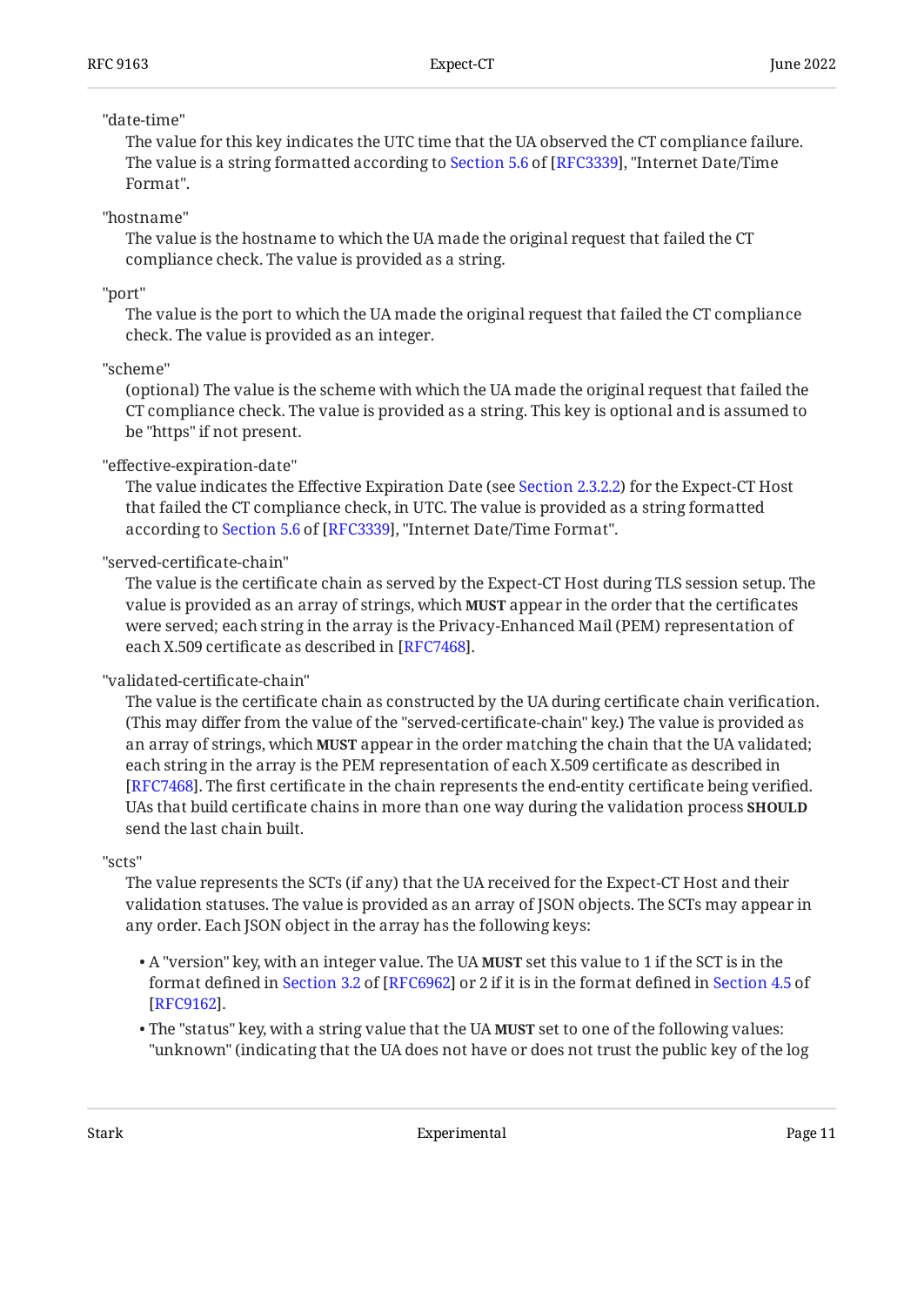"date-time"

The value for this key indicates the UTC time that the UA observed the CT compliance failure. The value is a string formatted according to Section 5.6 of [RFC3339], "Internet Date/Time Format".

"hostname"

The value is the hostname to which the UA made the original request that failed the CT compliance check. The value is provided as a string.

"port"

The value is the port to which the UA made the original request that failed the CT compliance check. The value is provided as an integer.

"scheme"

(optional) The value is the scheme with which the UA made the original request that failed the CT compliance check. The value is provided as a string. This key is optional and is assumed to be "https" if not present.

"effective-expiration-date"

The value indicates the Effective Expiration Date (see Section 2.3.2.2) for the Expect-CT Host that failed the CT compliance check, in UTC. The value is provided as a string formatted according to Section 5.6 of [RFC3339], "Internet Date/Time Format".

"served-certificate-chain"

The value is the certificate chain as served by the Expect-CT Host during TLS session setup. The value is provided as an array of strings, which **MUST** appear in the order that the certificates were served; each string in the array is the Privacy-Enhanced Mail (PEM) representation of each X.509 certificate as described in [RFC7468].

"validated-certificate-chain"

The value is the certificate chain as constructed by the UA during certificate chain verification. (This may differ from the value of the "served-certificate-chain" key.) The value is provided as an array of strings, which **MUST** appear in the order matching the chain that the UA validated; each string in the array is the PEM representation of each X.509 certificate as described in [RFC7468]. The first certificate in the chain represents the end-entity certificate being verified. UAs that build certificate chains in more than one way during the validation process **SHOULD** send the last chain built.

"scts"

The value represents the SCTs (if any) that the UA received for the Expect-CT Host and their validation statuses. The value is provided as an array of JSON objects. The SCTs may appear in any order. Each JSON object in the array has the following keys:

- A "version" key, with an integer value. The UA **MUST** set this value to 1 if the SCT is in the format defined in Section 3.2 of [RFC6962] or 2 if it is in the format defined in Section 4.5 of [RFC9162].
- The "status" key, with a string value that the UA **MUST** set to one of the following values: "unknown" (indicating that the UA does not have or does not trust the public key of the log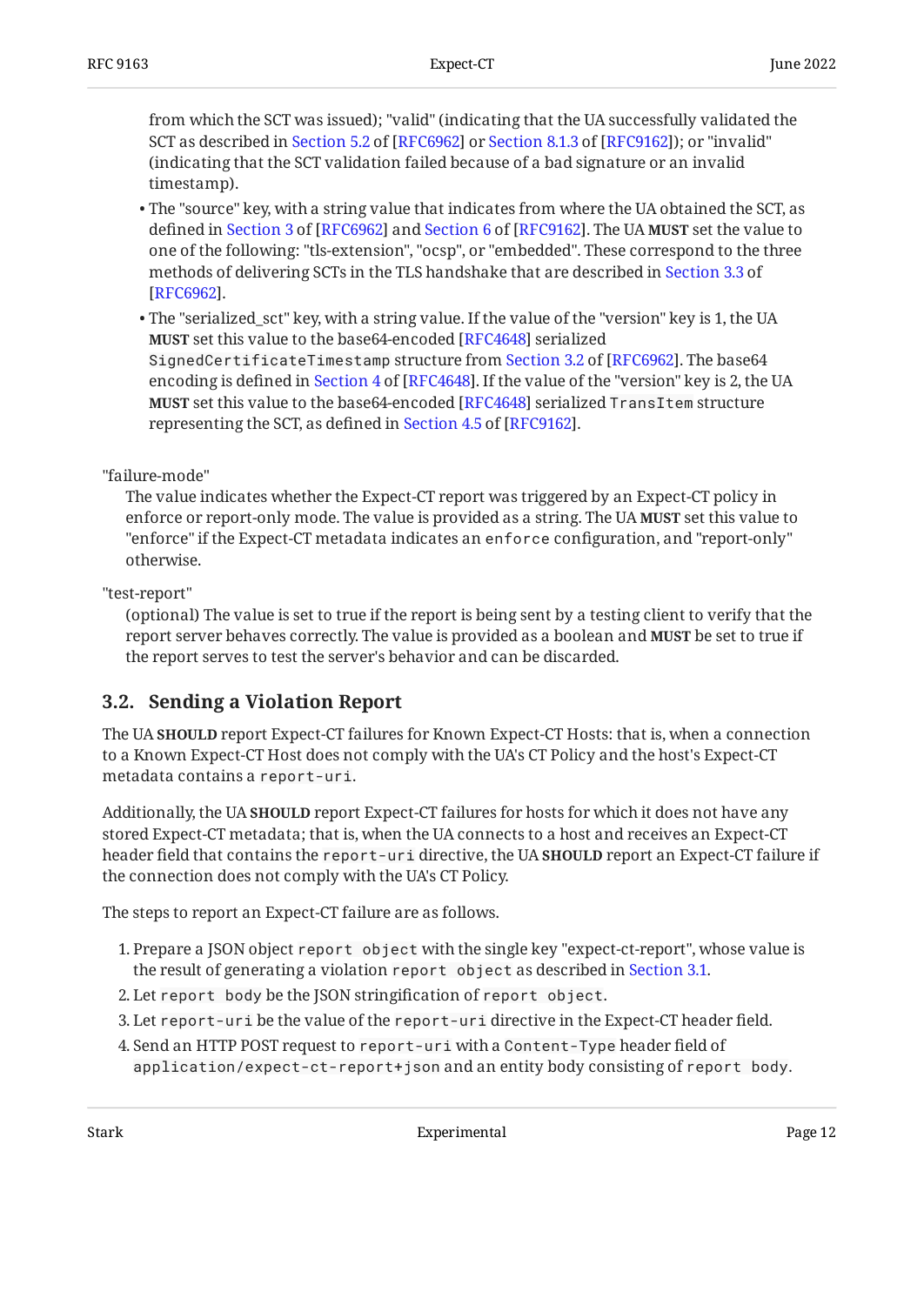from which the SCT was issued); "valid" (indicating that the UA successfully validated the SCT as described in Section 5.2 of [RFC6962] or Section 8.1.3 of [RFC9162]); or "invalid" (indicating that the SCT validation failed because of a bad signature or an invalid timestamp).

- The "source" key, with a string value that indicates from where the UA obtained the SCT, as defined in Section 3 of [RFC6962] and Section 6 of [RFC9162]. The UA **MUST** set the value to one of the following: "tls-extension", "ocsp", or "embedded". These correspond to the three methods of delivering SCTs in the TLS handshake that are described in Section 3.3 of [RFC6962].
- The "serialized_sct" key, with a string value. If the value of the "version" key is 1, the UA **MUST** set this value to the base64-encoded [RFC4648] serialized `SignedCertificateTimestamp` structure from Section 3.2 of [RFC6962]. The base64 encoding is defined in Section 4 of [RFC4648]. If the value of the "version" key is 2, the UA **MUST** set this value to the base64-encoded [RFC4648] serialized `TransItem` structure representing the SCT, as defined in Section 4.5 of [RFC9162].

"failure-mode"
: The value indicates whether the Expect-CT report was triggered by an Expect-CT policy in enforce or report-only mode. The value is provided as a string. The UA **MUST** set this value to "enforce" if the Expect-CT metadata indicates an `enforce` configuration, and "report-only" otherwise.

"test-report"
: (optional) The value is set to true if the report is being sent by a testing client to verify that the report server behaves correctly. The value is provided as a boolean and **MUST** be set to true if the report serves to test the server's behavior and can be discarded.

## 3.2. Sending a Violation Report

The UA **SHOULD** report Expect-CT failures for Known Expect-CT Hosts: that is, when a connection to a Known Expect-CT Host does not comply with the UA's CT Policy and the host's Expect-CT metadata contains a `report-uri`.

Additionally, the UA **SHOULD** report Expect-CT failures for hosts for which it does not have any stored Expect-CT metadata; that is, when the UA connects to a host and receives an Expect-CT header field that contains the `report-uri` directive, the UA **SHOULD** report an Expect-CT failure if the connection does not comply with the UA's CT Policy.

The steps to report an Expect-CT failure are as follows.

1. Prepare a JSON object `report object` with the single key "expect-ct-report", whose value is the result of generating a violation `report object` as described in Section 3.1.
2. Let `report body` be the JSON stringification of `report object`.
3. Let `report-uri` be the value of the `report-uri` directive in the Expect-CT header field.
4. Send an HTTP POST request to `report-uri` with a `Content-Type` header field of `application/expect-ct-report+json` and an entity body consisting of `report body`.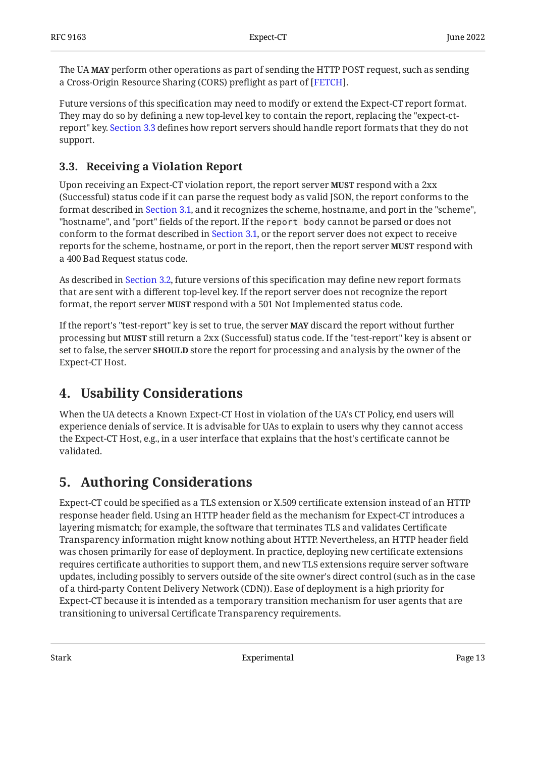The UA **MAY** perform other operations as part of sending the HTTP POST request, such as sending a Cross-Origin Resource Sharing (CORS) preflight as part of [FETCH].

Future versions of this specification may need to modify or extend the Expect-CT report format. They may do so by defining a new top-level key to contain the report, replacing the "expect-ct-report" key. Section 3.3 defines how report servers should handle report formats that they do not support.

### 3.3. Receiving a Violation Report

Upon receiving an Expect-CT violation report, the report server **MUST** respond with a 2xx (Successful) status code if it can parse the request body as valid JSON, the report conforms to the format described in Section 3.1, and it recognizes the scheme, hostname, and port in the "scheme", "hostname", and "port" fields of the report. If the `report body` cannot be parsed or does not conform to the format described in Section 3.1, or the report server does not expect to receive reports for the scheme, hostname, or port in the report, then the report server **MUST** respond with a 400 Bad Request status code.

As described in Section 3.2, future versions of this specification may define new report formats that are sent with a different top-level key. If the report server does not recognize the report format, the report server **MUST** respond with a 501 Not Implemented status code.

If the report's "test-report" key is set to true, the server **MAY** discard the report without further processing but **MUST** still return a 2xx (Successful) status code. If the "test-report" key is absent or set to false, the server **SHOULD** store the report for processing and analysis by the owner of the Expect-CT Host.

## 4. Usability Considerations

When the UA detects a Known Expect-CT Host in violation of the UA's CT Policy, end users will experience denials of service. It is advisable for UAs to explain to users why they cannot access the Expect-CT Host, e.g., in a user interface that explains that the host's certificate cannot be validated.

## 5. Authoring Considerations

Expect-CT could be specified as a TLS extension or X.509 certificate extension instead of an HTTP response header field. Using an HTTP header field as the mechanism for Expect-CT introduces a layering mismatch; for example, the software that terminates TLS and validates Certificate Transparency information might know nothing about HTTP. Nevertheless, an HTTP header field was chosen primarily for ease of deployment. In practice, deploying new certificate extensions requires certificate authorities to support them, and new TLS extensions require server software updates, including possibly to servers outside of the site owner's direct control (such as in the case of a third-party Content Delivery Network (CDN)). Ease of deployment is a high priority for Expect-CT because it is intended as a temporary transition mechanism for user agents that are transitioning to universal Certificate Transparency requirements.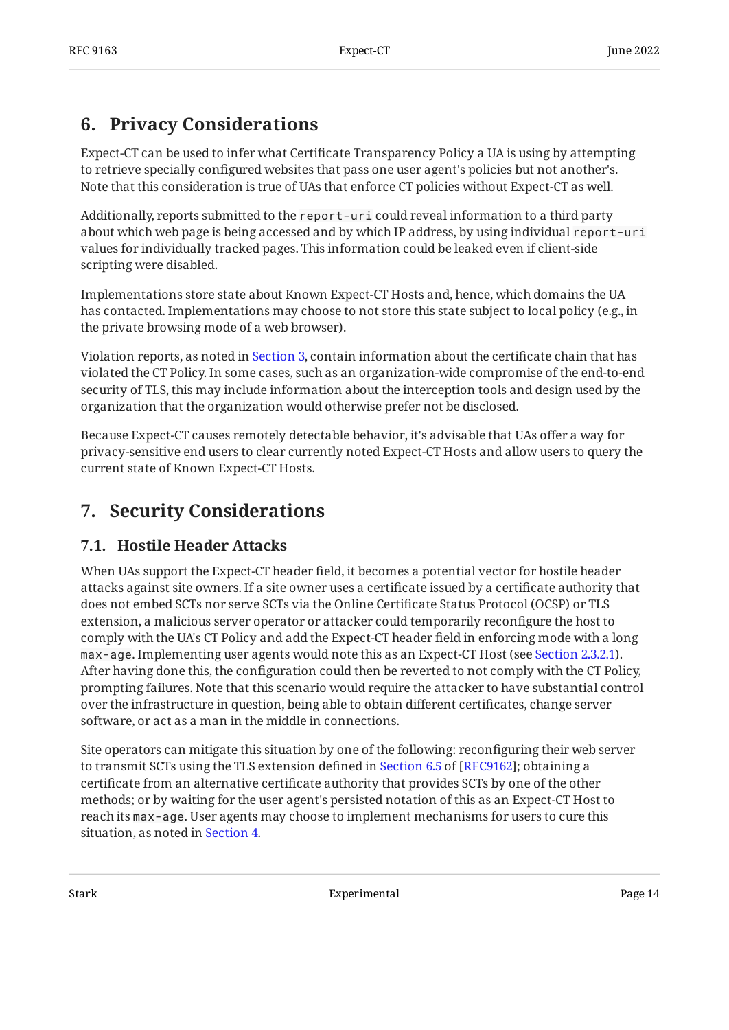## 6. Privacy Considerations

Expect-CT can be used to infer what Certificate Transparency Policy a UA is using by attempting to retrieve specially configured websites that pass one user agent's policies but not another's. Note that this consideration is true of UAs that enforce CT policies without Expect-CT as well.

Additionally, reports submitted to the `report-uri` could reveal information to a third party about which web page is being accessed and by which IP address, by using individual `report-uri` values for individually tracked pages. This information could be leaked even if client-side scripting were disabled.

Implementations store state about Known Expect-CT Hosts and, hence, which domains the UA has contacted. Implementations may choose to not store this state subject to local policy (e.g., in the private browsing mode of a web browser).

Violation reports, as noted in Section 3, contain information about the certificate chain that has violated the CT Policy. In some cases, such as an organization-wide compromise of the end-to-end security of TLS, this may include information about the interception tools and design used by the organization that the organization would otherwise prefer not be disclosed.

Because Expect-CT causes remotely detectable behavior, it's advisable that UAs offer a way for privacy-sensitive end users to clear currently noted Expect-CT Hosts and allow users to query the current state of Known Expect-CT Hosts.

## 7. Security Considerations

### 7.1. Hostile Header Attacks

When UAs support the Expect-CT header field, it becomes a potential vector for hostile header attacks against site owners. If a site owner uses a certificate issued by a certificate authority that does not embed SCTs nor serve SCTs via the Online Certificate Status Protocol (OCSP) or TLS extension, a malicious server operator or attacker could temporarily reconfigure the host to comply with the UA's CT Policy and add the Expect-CT header field in enforcing mode with a long `max-age`. Implementing user agents would note this as an Expect-CT Host (see Section 2.3.2.1). After having done this, the configuration could then be reverted to not comply with the CT Policy, prompting failures. Note that this scenario would require the attacker to have substantial control over the infrastructure in question, being able to obtain different certificates, change server software, or act as a man in the middle in connections.

Site operators can mitigate this situation by one of the following: reconfiguring their web server to transmit SCTs using the TLS extension defined in Section 6.5 of [RFC9162]; obtaining a certificate from an alternative certificate authority that provides SCTs by one of the other methods; or by waiting for the user agent's persisted notation of this as an Expect-CT Host to reach its `max-age`. User agents may choose to implement mechanisms for users to cure this situation, as noted in Section 4.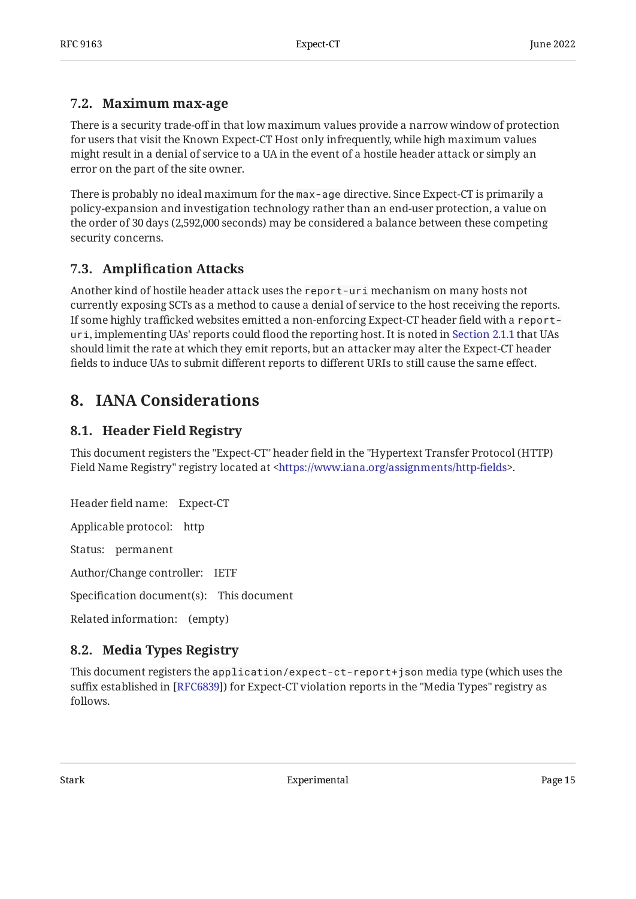### 7.2. Maximum max-age

There is a security trade-off in that low maximum values provide a narrow window of protection for users that visit the Known Expect-CT Host only infrequently, while high maximum values might result in a denial of service to a UA in the event of a hostile header attack or simply an error on the part of the site owner.

There is probably no ideal maximum for the `max-age` directive. Since Expect-CT is primarily a policy-expansion and investigation technology rather than an end-user protection, a value on the order of 30 days (2,592,000 seconds) may be considered a balance between these competing security concerns.

### 7.3. Amplification Attacks

Another kind of hostile header attack uses the `report-uri` mechanism on many hosts not currently exposing SCTs as a method to cause a denial of service to the host receiving the reports. If some highly trafficked websites emitted a non-enforcing Expect-CT header field with a `report-uri`, implementing UAs' reports could flood the reporting host. It is noted in Section 2.1.1 that UAs should limit the rate at which they emit reports, but an attacker may alter the Expect-CT header fields to induce UAs to submit different reports to different URIs to still cause the same effect.

## 8. IANA Considerations

### 8.1. Header Field Registry

This document registers the "Expect-CT" header field in the "Hypertext Transfer Protocol (HTTP) Field Name Registry" registry located at <https://www.iana.org/assignments/http-fields>.

Header field name: Expect-CT

Applicable protocol: http

Status: permanent

Author/Change controller: IETF

Specification document(s): This document

Related information: (empty)

### 8.2. Media Types Registry

This document registers the `application/expect-ct-report+json` media type (which uses the suffix established in [RFC6839]) for Expect-CT violation reports in the "Media Types" registry as follows.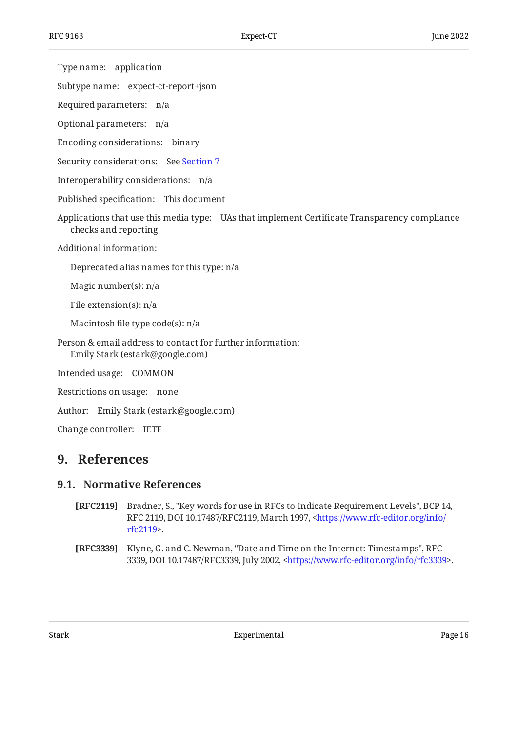Type name: application

Subtype name: expect-ct-report+json

Required parameters: n/a

Optional parameters: n/a

Encoding considerations: binary

Security considerations: See Section 7

Interoperability considerations: n/a

Published specification: This document

Applications that use this media type: UAs that implement Certificate Transparency compliance checks and reporting

Additional information:

Deprecated alias names for this type: n/a

Magic number(s): n/a

File extension(s): n/a

Macintosh file type code(s): n/a

Person & email address to contact for further information:
Emily Stark (estark@google.com)

Intended usage: COMMON

Restrictions on usage: none

Author: Emily Stark (estark@google.com)

Change controller: IETF

## 9. References

### 9.1. Normative References

**[RFC2119]** Bradner, S., "Key words for use in RFCs to Indicate Requirement Levels", BCP 14, RFC 2119, DOI 10.17487/RFC2119, March 1997, <https://www.rfc-editor.org/info/rfc2119>.

**[RFC3339]** Klyne, G. and C. Newman, "Date and Time on the Internet: Timestamps", RFC 3339, DOI 10.17487/RFC3339, July 2002, <https://www.rfc-editor.org/info/rfc3339>.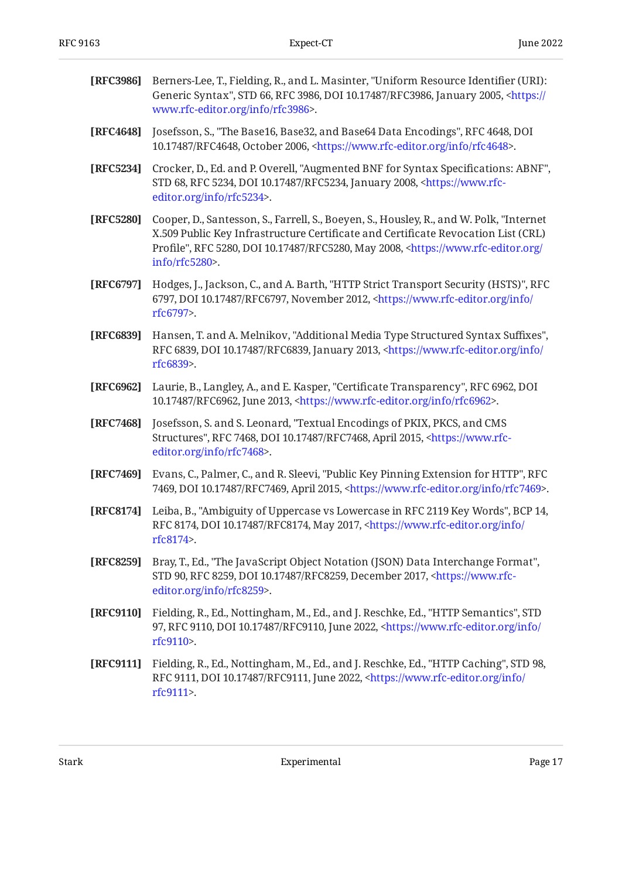**[RFC3986]** Berners-Lee, T., Fielding, R., and L. Masinter, "Uniform Resource Identifier (URI): Generic Syntax", STD 66, RFC 3986, DOI 10.17487/RFC3986, January 2005, <https://www.rfc-editor.org/info/rfc3986>.

**[RFC4648]** Josefsson, S., "The Base16, Base32, and Base64 Data Encodings", RFC 4648, DOI 10.17487/RFC4648, October 2006, <https://www.rfc-editor.org/info/rfc4648>.

**[RFC5234]** Crocker, D., Ed. and P. Overell, "Augmented BNF for Syntax Specifications: ABNF", STD 68, RFC 5234, DOI 10.17487/RFC5234, January 2008, <https://www.rfc-editor.org/info/rfc5234>.

**[RFC5280]** Cooper, D., Santesson, S., Farrell, S., Boeyen, S., Housley, R., and W. Polk, "Internet X.509 Public Key Infrastructure Certificate and Certificate Revocation List (CRL) Profile", RFC 5280, DOI 10.17487/RFC5280, May 2008, <https://www.rfc-editor.org/info/rfc5280>.

**[RFC6797]** Hodges, J., Jackson, C., and A. Barth, "HTTP Strict Transport Security (HSTS)", RFC 6797, DOI 10.17487/RFC6797, November 2012, <https://www.rfc-editor.org/info/rfc6797>.

**[RFC6839]** Hansen, T. and A. Melnikov, "Additional Media Type Structured Syntax Suffixes", RFC 6839, DOI 10.17487/RFC6839, January 2013, <https://www.rfc-editor.org/info/rfc6839>.

**[RFC6962]** Laurie, B., Langley, A., and E. Kasper, "Certificate Transparency", RFC 6962, DOI 10.17487/RFC6962, June 2013, <https://www.rfc-editor.org/info/rfc6962>.

**[RFC7468]** Josefsson, S. and S. Leonard, "Textual Encodings of PKIX, PKCS, and CMS Structures", RFC 7468, DOI 10.17487/RFC7468, April 2015, <https://www.rfc-editor.org/info/rfc7468>.

**[RFC7469]** Evans, C., Palmer, C., and R. Sleevi, "Public Key Pinning Extension for HTTP", RFC 7469, DOI 10.17487/RFC7469, April 2015, <https://www.rfc-editor.org/info/rfc7469>.

**[RFC8174]** Leiba, B., "Ambiguity of Uppercase vs Lowercase in RFC 2119 Key Words", BCP 14, RFC 8174, DOI 10.17487/RFC8174, May 2017, <https://www.rfc-editor.org/info/rfc8174>.

**[RFC8259]** Bray, T., Ed., "The JavaScript Object Notation (JSON) Data Interchange Format", STD 90, RFC 8259, DOI 10.17487/RFC8259, December 2017, <https://www.rfc-editor.org/info/rfc8259>.

**[RFC9110]** Fielding, R., Ed., Nottingham, M., Ed., and J. Reschke, Ed., "HTTP Semantics", STD 97, RFC 9110, DOI 10.17487/RFC9110, June 2022, <https://www.rfc-editor.org/info/rfc9110>.

**[RFC9111]** Fielding, R., Ed., Nottingham, M., Ed., and J. Reschke, Ed., "HTTP Caching", STD 98, RFC 9111, DOI 10.17487/RFC9111, June 2022, <https://www.rfc-editor.org/info/rfc9111>.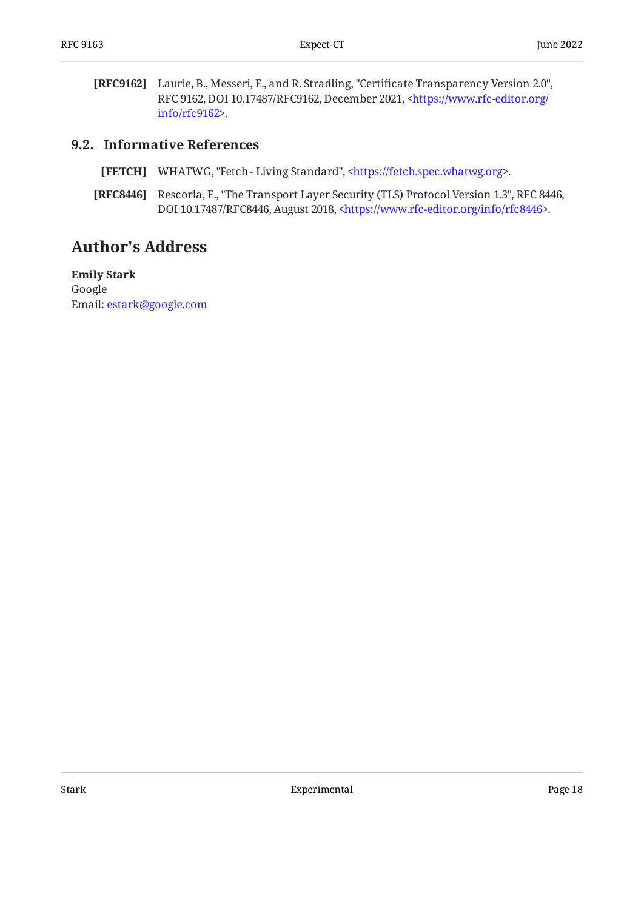**[RFC9162]** Laurie, B., Messeri, E., and R. Stradling, "Certificate Transparency Version 2.0", RFC 9162, DOI 10.17487/RFC9162, December 2021, <https://www.rfc-editor.org/info/rfc9162>.

### 9.2. Informative References

**[FETCH]** WHATWG, "Fetch - Living Standard", <https://fetch.spec.whatwg.org>.

**[RFC8446]** Rescorla, E., "The Transport Layer Security (TLS) Protocol Version 1.3", RFC 8446, DOI 10.17487/RFC8446, August 2018, <https://www.rfc-editor.org/info/rfc8446>.

## Author's Address

**Emily Stark**
Google
Email: estark@google.com